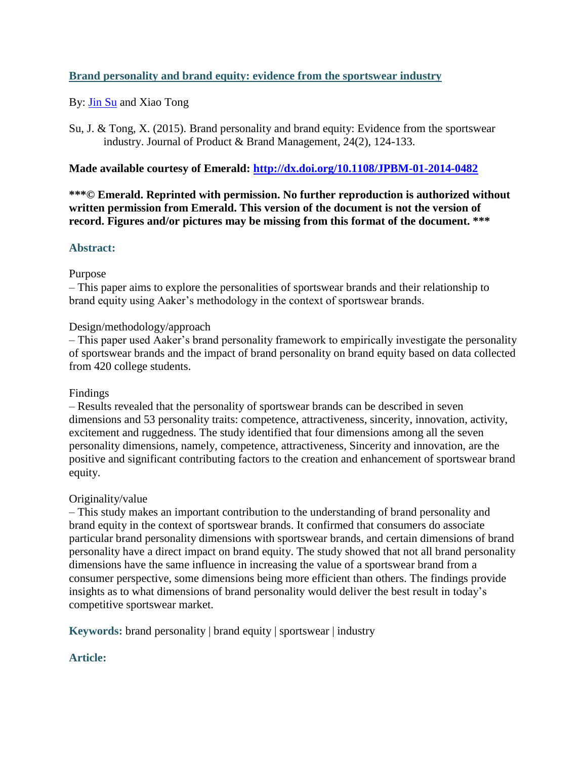# [Brand personality and brand equity: evidence from the sportswear industry](http://dx.doi.org/10.1108/JPBM-01-2014-0482)

By: [Jin Su](#) and Xiao Tong

Su, J. & Tong, X. (2015). Brand personality and brand equity: Evidence from the sportswear industry. Journal of Product & Brand Management, 24(2), 124-133.

**Made available courtesy of Emerald: [http://dx.doi.org/10.1108/JPBM-01-2014-0482](http://dx.doi.org/10.1108/JPBM-01-2014-0482)**

**\*\*\*© Emerald. Reprinted with permission. No further reproduction is authorized without written permission from Emerald. This version of the document is not the version of record. Figures and/or pictures may be missing from this format of the document. \*\*\***

## Abstract:

Purpose

– This paper aims to explore the personalities of sportswear brands and their relationship to brand equity using Aaker's methodology in the context of sportswear brands.

Design/methodology/approach

– This paper used Aaker's brand personality framework to empirically investigate the personality of sportswear brands and the impact of brand personality on brand equity based on data collected from 420 college students.

Findings

– Results revealed that the personality of sportswear brands can be described in seven dimensions and 53 personality traits: competence, attractiveness, sincerity, innovation, activity, excitement and ruggedness. The study identified that four dimensions among all the seven personality dimensions, namely, competence, attractiveness, Sincerity and innovation, are the positive and significant contributing factors to the creation and enhancement of sportswear brand equity.

Originality/value

– This study makes an important contribution to the understanding of brand personality and brand equity in the context of sportswear brands. It confirmed that consumers do associate particular brand personality dimensions with sportswear brands, and certain dimensions of brand personality have a direct impact on brand equity. The study showed that not all brand personality dimensions have the same influence in increasing the value of a sportswear brand from a consumer perspective, some dimensions being more efficient than others. The findings provide insights as to what dimensions of brand personality would deliver the best result in today's competitive sportswear market.

**Keywords:** brand personality | brand equity | sportswear | industry

## Article: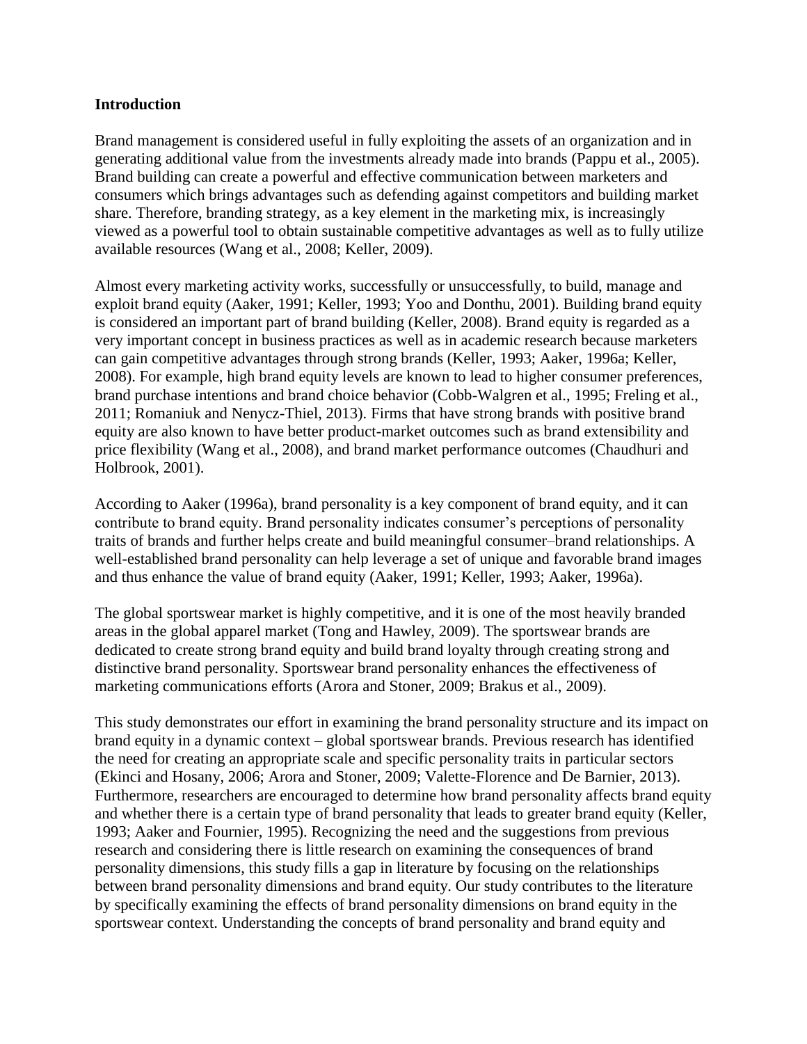## Introduction

Brand management is considered useful in fully exploiting the assets of an organization and in generating additional value from the investments already made into brands (Pappu et al., 2005). Brand building can create a powerful and effective communication between marketers and consumers which brings advantages such as defending against competitors and building market share. Therefore, branding strategy, as a key element in the marketing mix, is increasingly viewed as a powerful tool to obtain sustainable competitive advantages as well as to fully utilize available resources (Wang et al., 2008; Keller, 2009).

Almost every marketing activity works, successfully or unsuccessfully, to build, manage and exploit brand equity (Aaker, 1991; Keller, 1993; Yoo and Donthu, 2001). Building brand equity is considered an important part of brand building (Keller, 2008). Brand equity is regarded as a very important concept in business practices as well as in academic research because marketers can gain competitive advantages through strong brands (Keller, 1993; Aaker, 1996a; Keller, 2008). For example, high brand equity levels are known to lead to higher consumer preferences, brand purchase intentions and brand choice behavior (Cobb-Walgren et al., 1995; Freling et al., 2011; Romaniuk and Nenycz-Thiel, 2013). Firms that have strong brands with positive brand equity are also known to have better product-market outcomes such as brand extensibility and price flexibility (Wang et al., 2008), and brand market performance outcomes (Chaudhuri and Holbrook, 2001).

According to Aaker (1996a), brand personality is a key component of brand equity, and it can contribute to brand equity. Brand personality indicates consumer's perceptions of personality traits of brands and further helps create and build meaningful consumer–brand relationships. A well-established brand personality can help leverage a set of unique and favorable brand images and thus enhance the value of brand equity (Aaker, 1991; Keller, 1993; Aaker, 1996a).

The global sportswear market is highly competitive, and it is one of the most heavily branded areas in the global apparel market (Tong and Hawley, 2009). The sportswear brands are dedicated to create strong brand equity and build brand loyalty through creating strong and distinctive brand personality. Sportswear brand personality enhances the effectiveness of marketing communications efforts (Arora and Stoner, 2009; Brakus et al., 2009).

This study demonstrates our effort in examining the brand personality structure and its impact on brand equity in a dynamic context – global sportswear brands. Previous research has identified the need for creating an appropriate scale and specific personality traits in particular sectors (Ekinci and Hosany, 2006; Arora and Stoner, 2009; Valette-Florence and De Barnier, 2013). Furthermore, researchers are encouraged to determine how brand personality affects brand equity and whether there is a certain type of brand personality that leads to greater brand equity (Keller, 1993; Aaker and Fournier, 1995). Recognizing the need and the suggestions from previous research and considering there is little research on examining the consequences of brand personality dimensions, this study fills a gap in literature by focusing on the relationships between brand personality dimensions and brand equity. Our study contributes to the literature by specifically examining the effects of brand personality dimensions on brand equity in the sportswear context. Understanding the concepts of brand personality and brand equity and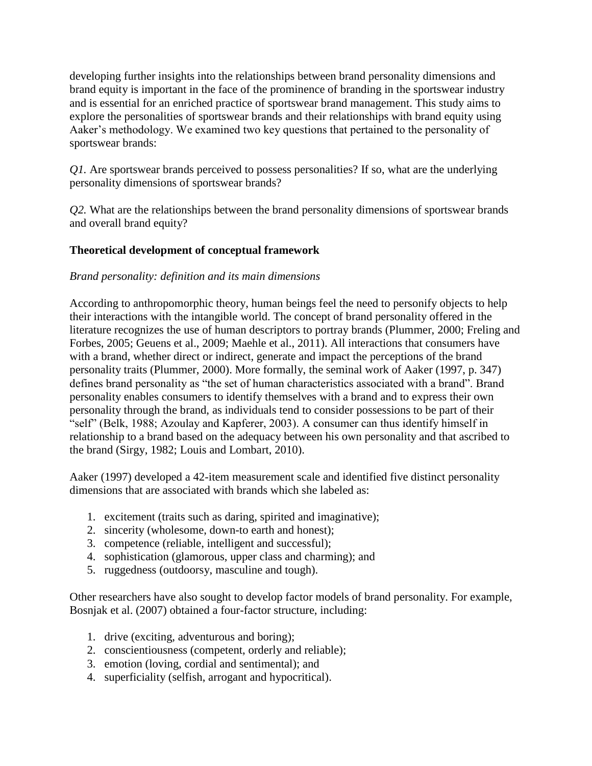developing further insights into the relationships between brand personality dimensions and brand equity is important in the face of the prominence of branding in the sportswear industry and is essential for an enriched practice of sportswear brand management. This study aims to explore the personalities of sportswear brands and their relationships with brand equity using Aaker's methodology. We examined two key questions that pertained to the personality of sportswear brands:

*Q1.* Are sportswear brands perceived to possess personalities? If so, what are the underlying personality dimensions of sportswear brands?

*Q2.* What are the relationships between the brand personality dimensions of sportswear brands and overall brand equity?

## Theoretical development of conceptual framework

### *Brand personality: definition and its main dimensions*

According to anthropomorphic theory, human beings feel the need to personify objects to help their interactions with the intangible world. The concept of brand personality offered in the literature recognizes the use of human descriptors to portray brands (Plummer, 2000; Freling and Forbes, 2005; Geuens et al., 2009; Maehle et al., 2011). All interactions that consumers have with a brand, whether direct or indirect, generate and impact the perceptions of the brand personality traits (Plummer, 2000). More formally, the seminal work of Aaker (1997, p. 347) defines brand personality as "the set of human characteristics associated with a brand". Brand personality enables consumers to identify themselves with a brand and to express their own personality through the brand, as individuals tend to consider possessions to be part of their "self" (Belk, 1988; Azoulay and Kapferer, 2003). A consumer can thus identify himself in relationship to a brand based on the adequacy between his own personality and that ascribed to the brand (Sirgy, 1982; Louis and Lombart, 2010).

Aaker (1997) developed a 42-item measurement scale and identified five distinct personality dimensions that are associated with brands which she labeled as:

1. excitement (traits such as daring, spirited and imaginative);
2. sincerity (wholesome, down-to earth and honest);
3. competence (reliable, intelligent and successful);
4. sophistication (glamorous, upper class and charming); and
5. ruggedness (outdoorsy, masculine and tough).

Other researchers have also sought to develop factor models of brand personality. For example, Bosnjak et al. (2007) obtained a four-factor structure, including:

1. drive (exciting, adventurous and boring);
2. conscientiousness (competent, orderly and reliable);
3. emotion (loving, cordial and sentimental); and
4. superficiality (selfish, arrogant and hypocritical).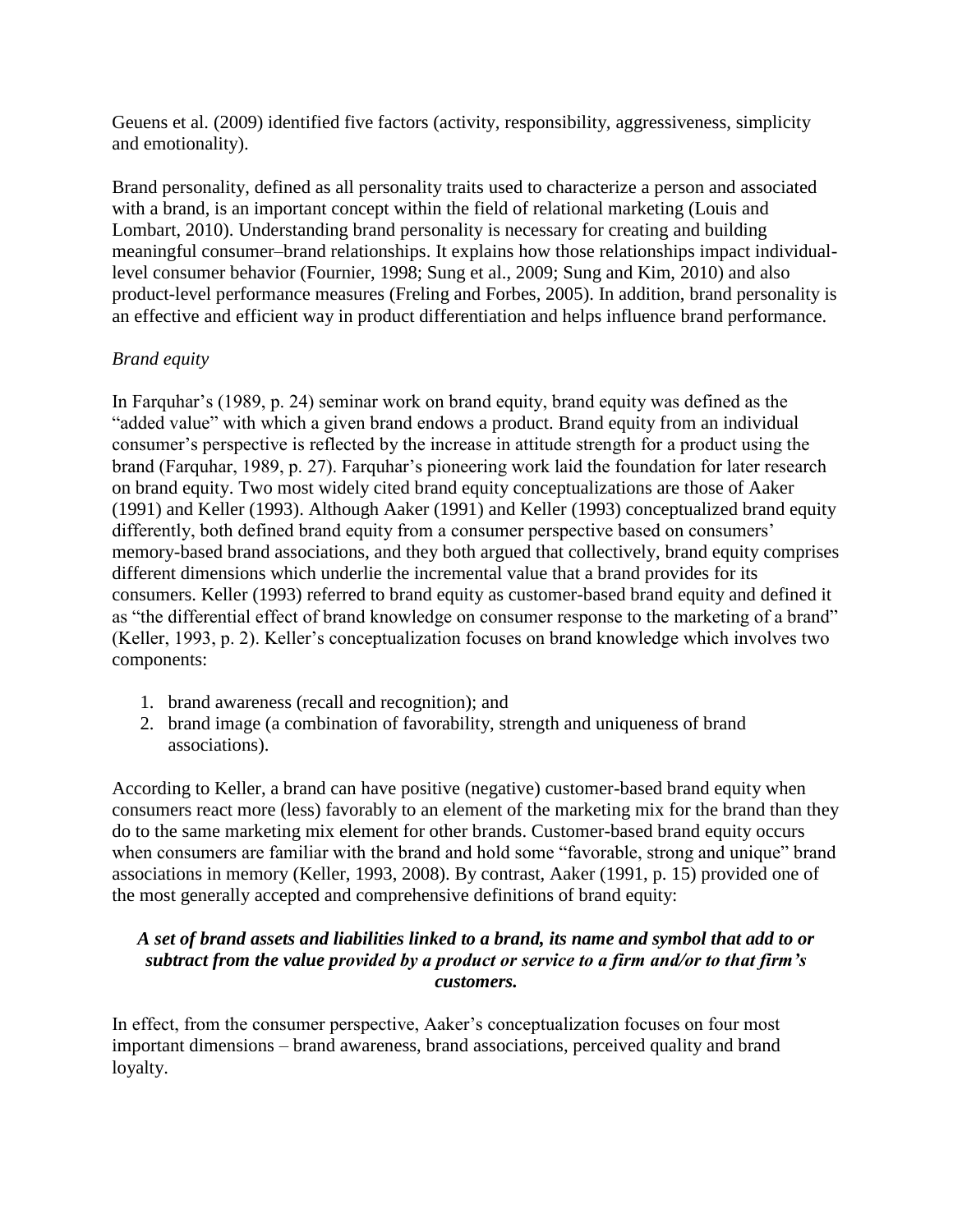Geuens et al. (2009) identified five factors (activity, responsibility, aggressiveness, simplicity and emotionality).

Brand personality, defined as all personality traits used to characterize a person and associated with a brand, is an important concept within the field of relational marketing (Louis and Lombart, 2010). Understanding brand personality is necessary for creating and building meaningful consumer–brand relationships. It explains how those relationships impact individual-level consumer behavior (Fournier, 1998; Sung et al., 2009; Sung and Kim, 2010) and also product-level performance measures (Freling and Forbes, 2005). In addition, brand personality is an effective and efficient way in product differentiation and helps influence brand performance.

*Brand equity*

In Farquhar's (1989, p. 24) seminar work on brand equity, brand equity was defined as the "added value" with which a given brand endows a product. Brand equity from an individual consumer's perspective is reflected by the increase in attitude strength for a product using the brand (Farquhar, 1989, p. 27). Farquhar's pioneering work laid the foundation for later research on brand equity. Two most widely cited brand equity conceptualizations are those of Aaker (1991) and Keller (1993). Although Aaker (1991) and Keller (1993) conceptualized brand equity differently, both defined brand equity from a consumer perspective based on consumers' memory-based brand associations, and they both argued that collectively, brand equity comprises different dimensions which underlie the incremental value that a brand provides for its consumers. Keller (1993) referred to brand equity as customer-based brand equity and defined it as "the differential effect of brand knowledge on consumer response to the marketing of a brand" (Keller, 1993, p. 2). Keller's conceptualization focuses on brand knowledge which involves two components:

1. brand awareness (recall and recognition); and
2. brand image (a combination of favorability, strength and uniqueness of brand associations).

According to Keller, a brand can have positive (negative) customer-based brand equity when consumers react more (less) favorably to an element of the marketing mix for the brand than they do to the same marketing mix element for other brands. Customer-based brand equity occurs when consumers are familiar with the brand and hold some "favorable, strong and unique" brand associations in memory (Keller, 1993, 2008). By contrast, Aaker (1991, p. 15) provided one of the most generally accepted and comprehensive definitions of brand equity:

***A set of brand assets and liabilities linked to a brand, its name and symbol that add to or subtract from the value provided by a product or service to a firm and/or to that firm's customers.***

In effect, from the consumer perspective, Aaker's conceptualization focuses on four most important dimensions – brand awareness, brand associations, perceived quality and brand loyalty.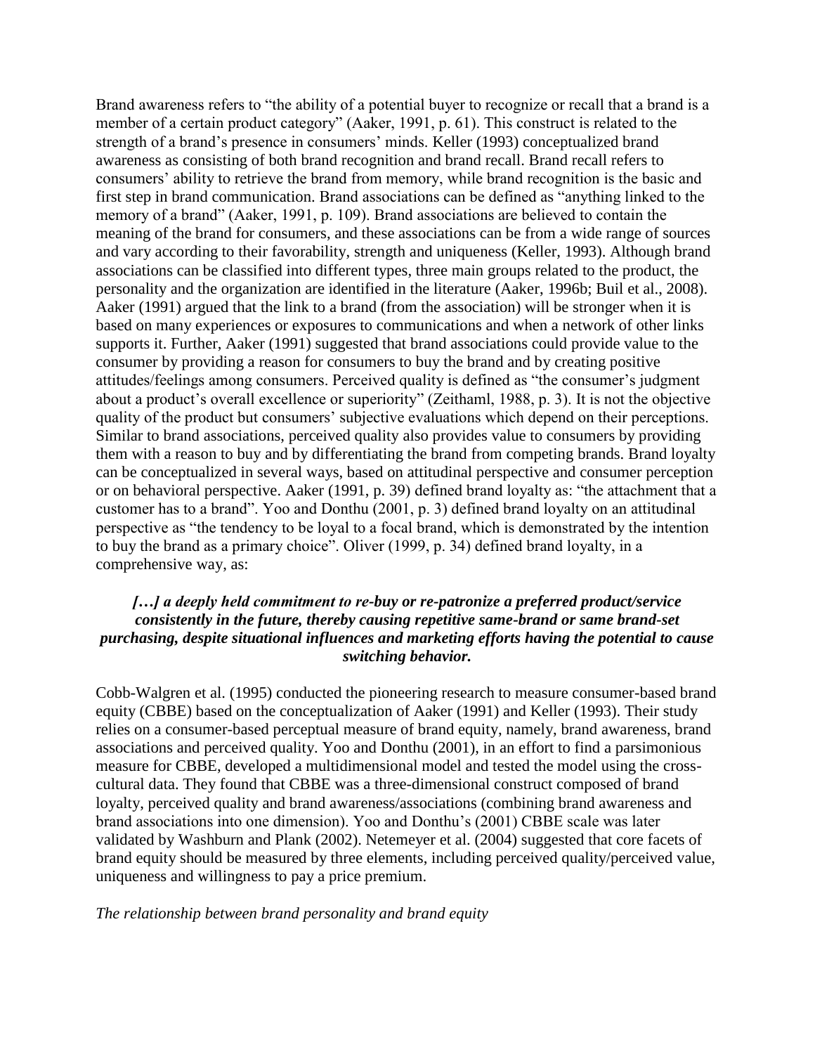Brand awareness refers to "the ability of a potential buyer to recognize or recall that a brand is a member of a certain product category" (Aaker, 1991, p. 61). This construct is related to the strength of a brand's presence in consumers' minds. Keller (1993) conceptualized brand awareness as consisting of both brand recognition and brand recall. Brand recall refers to consumers' ability to retrieve the brand from memory, while brand recognition is the basic and first step in brand communication. Brand associations can be defined as "anything linked to the memory of a brand" (Aaker, 1991, p. 109). Brand associations are believed to contain the meaning of the brand for consumers, and these associations can be from a wide range of sources and vary according to their favorability, strength and uniqueness (Keller, 1993). Although brand associations can be classified into different types, three main groups related to the product, the personality and the organization are identified in the literature (Aaker, 1996b; Buil et al., 2008). Aaker (1991) argued that the link to a brand (from the association) will be stronger when it is based on many experiences or exposures to communications and when a network of other links supports it. Further, Aaker (1991) suggested that brand associations could provide value to the consumer by providing a reason for consumers to buy the brand and by creating positive attitudes/feelings among consumers. Perceived quality is defined as "the consumer's judgment about a product's overall excellence or superiority" (Zeithaml, 1988, p. 3). It is not the objective quality of the product but consumers' subjective evaluations which depend on their perceptions. Similar to brand associations, perceived quality also provides value to consumers by providing them with a reason to buy and by differentiating the brand from competing brands. Brand loyalty can be conceptualized in several ways, based on attitudinal perspective and consumer perception or on behavioral perspective. Aaker (1991, p. 39) defined brand loyalty as: "the attachment that a customer has to a brand". Yoo and Donthu (2001, p. 3) defined brand loyalty on an attitudinal perspective as "the tendency to be loyal to a focal brand, which is demonstrated by the intention to buy the brand as a primary choice". Oliver (1999, p. 34) defined brand loyalty, in a comprehensive way, as:

> ***[…] a deeply held commitment to re-buy or re-patronize a preferred product/service consistently in the future, thereby causing repetitive same-brand or same brand-set purchasing, despite situational influences and marketing efforts having the potential to cause switching behavior.***

Cobb-Walgren et al. (1995) conducted the pioneering research to measure consumer-based brand equity (CBBE) based on the conceptualization of Aaker (1991) and Keller (1993). Their study relies on a consumer-based perceptual measure of brand equity, namely, brand awareness, brand associations and perceived quality. Yoo and Donthu (2001), in an effort to find a parsimonious measure for CBBE, developed a multidimensional model and tested the model using the cross-cultural data. They found that CBBE was a three-dimensional construct composed of brand loyalty, perceived quality and brand awareness/associations (combining brand awareness and brand associations into one dimension). Yoo and Donthu's (2001) CBBE scale was later validated by Washburn and Plank (2002). Netemeyer et al. (2004) suggested that core facets of brand equity should be measured by three elements, including perceived quality/perceived value, uniqueness and willingness to pay a price premium.

*The relationship between brand personality and brand equity*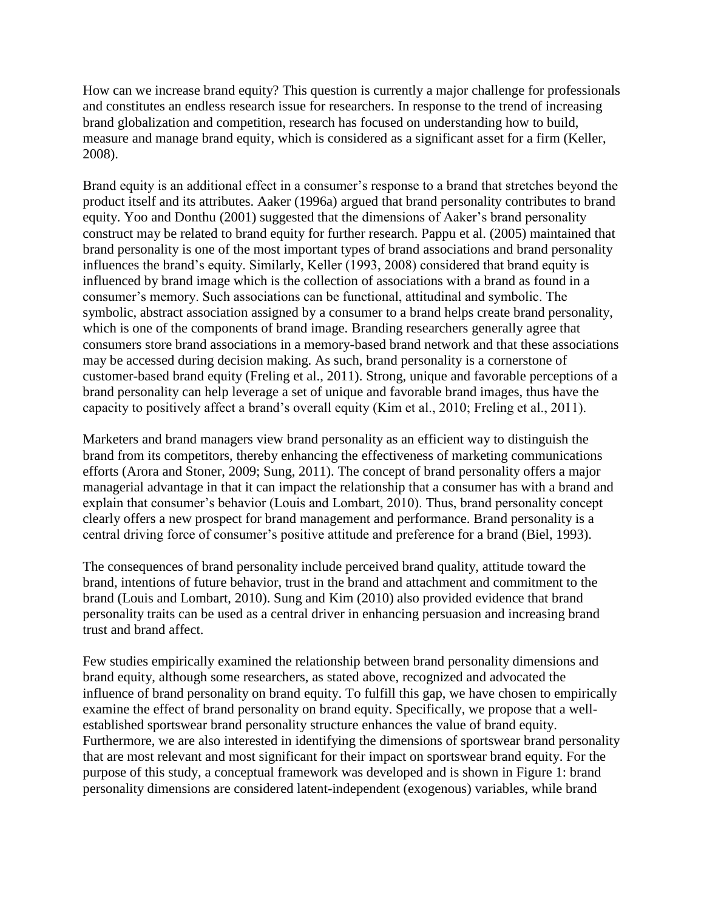How can we increase brand equity? This question is currently a major challenge for professionals and constitutes an endless research issue for researchers. In response to the trend of increasing brand globalization and competition, research has focused on understanding how to build, measure and manage brand equity, which is considered as a significant asset for a firm (Keller, 2008).

Brand equity is an additional effect in a consumer's response to a brand that stretches beyond the product itself and its attributes. Aaker (1996a) argued that brand personality contributes to brand equity. Yoo and Donthu (2001) suggested that the dimensions of Aaker's brand personality construct may be related to brand equity for further research. Pappu et al. (2005) maintained that brand personality is one of the most important types of brand associations and brand personality influences the brand's equity. Similarly, Keller (1993, 2008) considered that brand equity is influenced by brand image which is the collection of associations with a brand as found in a consumer's memory. Such associations can be functional, attitudinal and symbolic. The symbolic, abstract association assigned by a consumer to a brand helps create brand personality, which is one of the components of brand image. Branding researchers generally agree that consumers store brand associations in a memory-based brand network and that these associations may be accessed during decision making. As such, brand personality is a cornerstone of customer-based brand equity (Freling et al., 2011). Strong, unique and favorable perceptions of a brand personality can help leverage a set of unique and favorable brand images, thus have the capacity to positively affect a brand's overall equity (Kim et al., 2010; Freling et al., 2011).

Marketers and brand managers view brand personality as an efficient way to distinguish the brand from its competitors, thereby enhancing the effectiveness of marketing communications efforts (Arora and Stoner, 2009; Sung, 2011). The concept of brand personality offers a major managerial advantage in that it can impact the relationship that a consumer has with a brand and explain that consumer's behavior (Louis and Lombart, 2010). Thus, brand personality concept clearly offers a new prospect for brand management and performance. Brand personality is a central driving force of consumer's positive attitude and preference for a brand (Biel, 1993).

The consequences of brand personality include perceived brand quality, attitude toward the brand, intentions of future behavior, trust in the brand and attachment and commitment to the brand (Louis and Lombart, 2010). Sung and Kim (2010) also provided evidence that brand personality traits can be used as a central driver in enhancing persuasion and increasing brand trust and brand affect.

Few studies empirically examined the relationship between brand personality dimensions and brand equity, although some researchers, as stated above, recognized and advocated the influence of brand personality on brand equity. To fulfill this gap, we have chosen to empirically examine the effect of brand personality on brand equity. Specifically, we propose that a well-established sportswear brand personality structure enhances the value of brand equity. Furthermore, we are also interested in identifying the dimensions of sportswear brand personality that are most relevant and most significant for their impact on sportswear brand equity. For the purpose of this study, a conceptual framework was developed and is shown in Figure 1: brand personality dimensions are considered latent-independent (exogenous) variables, while brand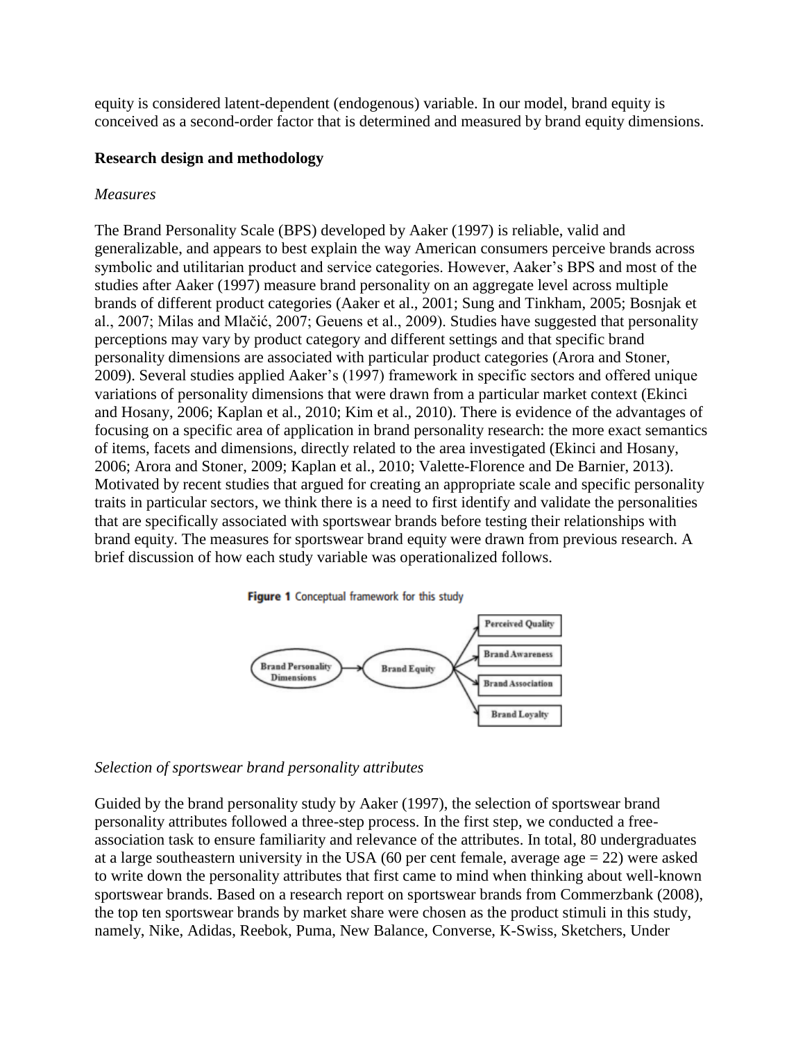equity is considered latent-dependent (endogenous) variable. In our model, brand equity is conceived as a second-order factor that is determined and measured by brand equity dimensions.

**Research design and methodology**

*Measures*

The Brand Personality Scale (BPS) developed by Aaker (1997) is reliable, valid and generalizable, and appears to best explain the way American consumers perceive brands across symbolic and utilitarian product and service categories. However, Aaker's BPS and most of the studies after Aaker (1997) measure brand personality on an aggregate level across multiple brands of different product categories (Aaker et al., 2001; Sung and Tinkham, 2005; Bosnjak et al., 2007; Milas and Mlačić, 2007; Geuens et al., 2009). Studies have suggested that personality perceptions may vary by product category and different settings and that specific brand personality dimensions are associated with particular product categories (Arora and Stoner, 2009). Several studies applied Aaker's (1997) framework in specific sectors and offered unique variations of personality dimensions that were drawn from a particular market context (Ekinci and Hosany, 2006; Kaplan et al., 2010; Kim et al., 2010). There is evidence of the advantages of focusing on a specific area of application in brand personality research: the more exact semantics of items, facets and dimensions, directly related to the area investigated (Ekinci and Hosany, 2006; Arora and Stoner, 2009; Kaplan et al., 2010; Valette-Florence and De Barnier, 2013). Motivated by recent studies that argued for creating an appropriate scale and specific personality traits in particular sectors, we think there is a need to first identify and validate the personalities that are specifically associated with sportswear brands before testing their relationships with brand equity. The measures for sportswear brand equity were drawn from previous research. A brief discussion of how each study variable was operationalized follows.

**Figure 1** Conceptual framework for this study

Brand Personality Dimensions → Brand Equity → Perceived Quality; Brand Awareness; Brand Association; Brand Loyalty

*Selection of sportswear brand personality attributes*

Guided by the brand personality study by Aaker (1997), the selection of sportswear brand personality attributes followed a three-step process. In the first step, we conducted a free-association task to ensure familiarity and relevance of the attributes. In total, 80 undergraduates at a large southeastern university in the USA (60 per cent female, average age = 22) were asked to write down the personality attributes that first came to mind when thinking about well-known sportswear brands. Based on a research report on sportswear brands from Commerzbank (2008), the top ten sportswear brands by market share were chosen as the product stimuli in this study, namely, Nike, Adidas, Reebok, Puma, New Balance, Converse, K-Swiss, Sketchers, Under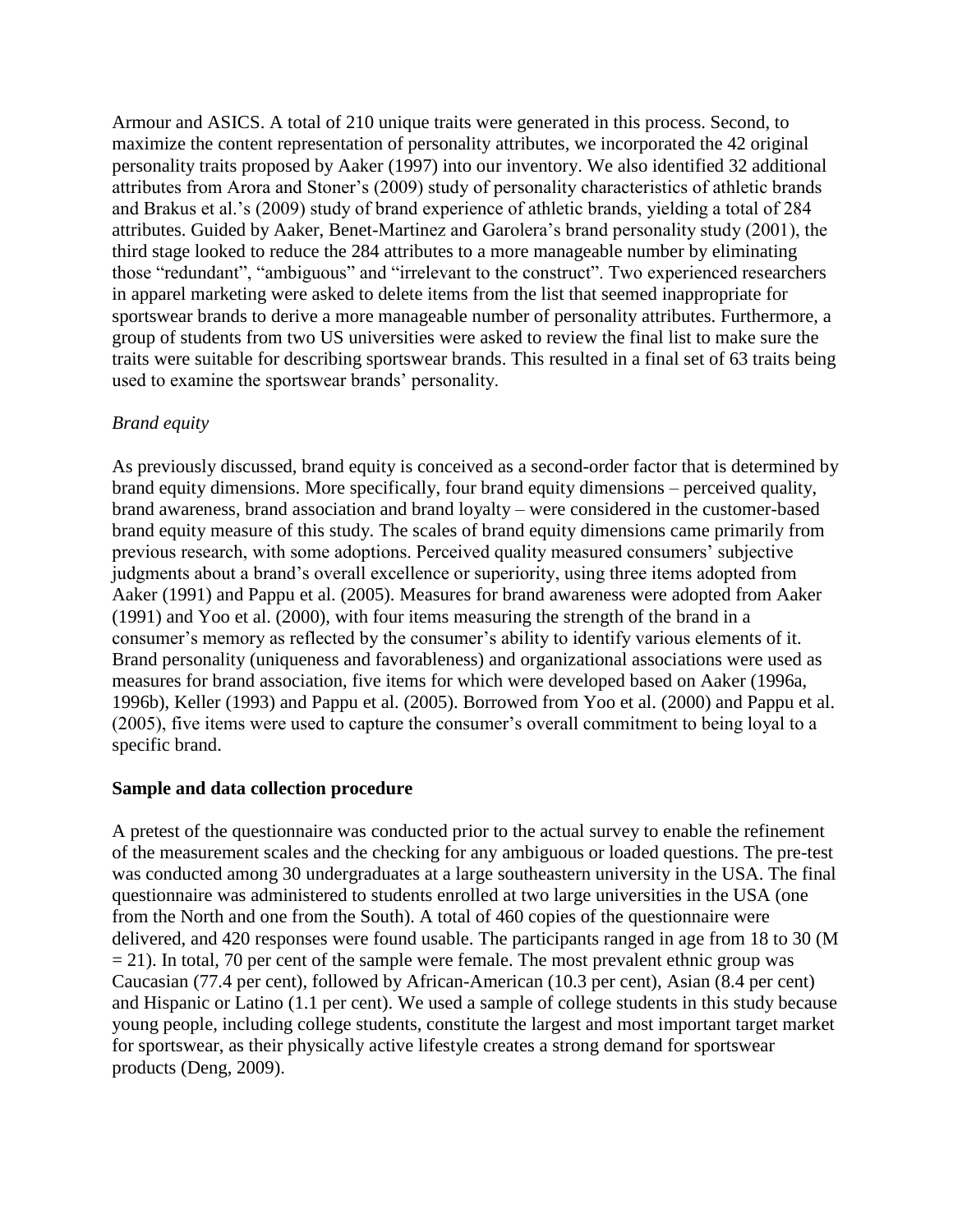Armour and ASICS. A total of 210 unique traits were generated in this process. Second, to maximize the content representation of personality attributes, we incorporated the 42 original personality traits proposed by Aaker (1997) into our inventory. We also identified 32 additional attributes from Arora and Stoner's (2009) study of personality characteristics of athletic brands and Brakus et al.'s (2009) study of brand experience of athletic brands, yielding a total of 284 attributes. Guided by Aaker, Benet-Martinez and Garolera's brand personality study (2001), the third stage looked to reduce the 284 attributes to a more manageable number by eliminating those "redundant", "ambiguous" and "irrelevant to the construct". Two experienced researchers in apparel marketing were asked to delete items from the list that seemed inappropriate for sportswear brands to derive a more manageable number of personality attributes. Furthermore, a group of students from two US universities were asked to review the final list to make sure the traits were suitable for describing sportswear brands. This resulted in a final set of 63 traits being used to examine the sportswear brands' personality.

*Brand equity*

As previously discussed, brand equity is conceived as a second-order factor that is determined by brand equity dimensions. More specifically, four brand equity dimensions – perceived quality, brand awareness, brand association and brand loyalty – were considered in the customer-based brand equity measure of this study. The scales of brand equity dimensions came primarily from previous research, with some adoptions. Perceived quality measured consumers' subjective judgments about a brand's overall excellence or superiority, using three items adopted from Aaker (1991) and Pappu et al. (2005). Measures for brand awareness were adopted from Aaker (1991) and Yoo et al. (2000), with four items measuring the strength of the brand in a consumer's memory as reflected by the consumer's ability to identify various elements of it. Brand personality (uniqueness and favorableness) and organizational associations were used as measures for brand association, five items for which were developed based on Aaker (1996a, 1996b), Keller (1993) and Pappu et al. (2005). Borrowed from Yoo et al. (2000) and Pappu et al. (2005), five items were used to capture the consumer's overall commitment to being loyal to a specific brand.

**Sample and data collection procedure**

A pretest of the questionnaire was conducted prior to the actual survey to enable the refinement of the measurement scales and the checking for any ambiguous or loaded questions. The pre-test was conducted among 30 undergraduates at a large southeastern university in the USA. The final questionnaire was administered to students enrolled at two large universities in the USA (one from the North and one from the South). A total of 460 copies of the questionnaire were delivered, and 420 responses were found usable. The participants ranged in age from 18 to 30 ($M = 21$). In total, 70 per cent of the sample were female. The most prevalent ethnic group was Caucasian (77.4 per cent), followed by African-American (10.3 per cent), Asian (8.4 per cent) and Hispanic or Latino (1.1 per cent). We used a sample of college students in this study because young people, including college students, constitute the largest and most important target market for sportswear, as their physically active lifestyle creates a strong demand for sportswear products (Deng, 2009).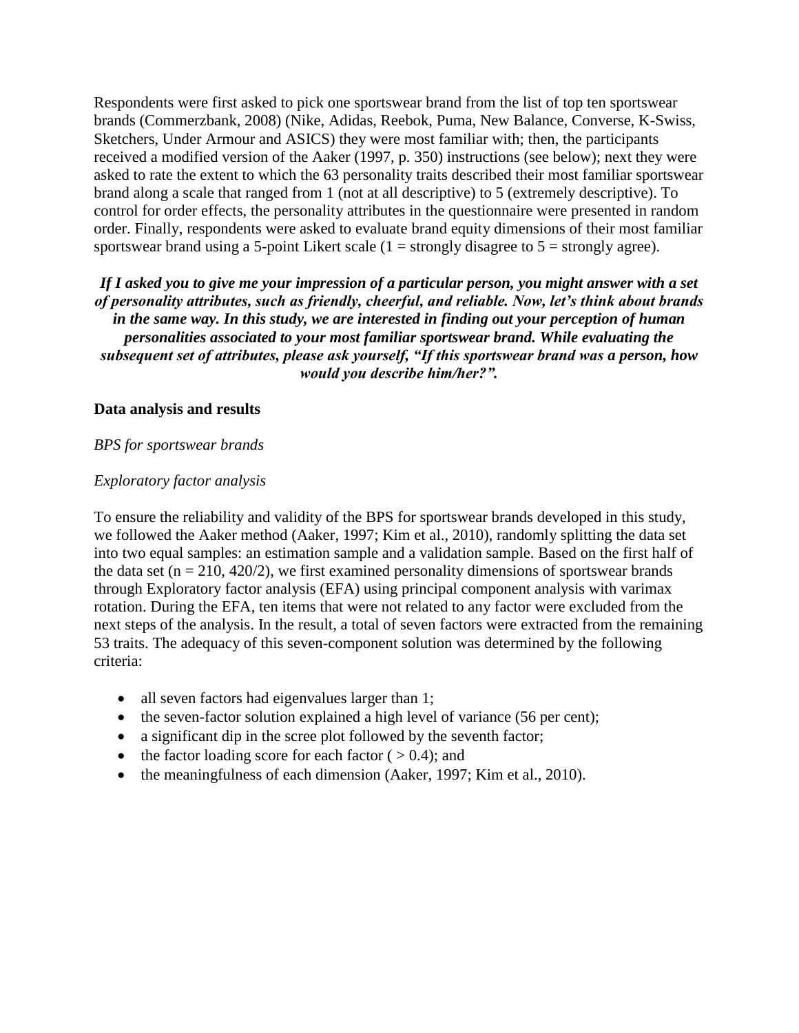Respondents were first asked to pick one sportswear brand from the list of top ten sportswear brands (Commerzbank, 2008) (Nike, Adidas, Reebok, Puma, New Balance, Converse, K-Swiss, Sketchers, Under Armour and ASICS) they were most familiar with; then, the participants received a modified version of the Aaker (1997, p. 350) instructions (see below); next they were asked to rate the extent to which the 63 personality traits described their most familiar sportswear brand along a scale that ranged from 1 (not at all descriptive) to 5 (extremely descriptive). To control for order effects, the personality attributes in the questionnaire were presented in random order. Finally, respondents were asked to evaluate brand equity dimensions of their most familiar sportswear brand using a 5-point Likert scale (1 = strongly disagree to 5 = strongly agree).

***If I asked you to give me your impression of a particular person, you might answer with a set of personality attributes, such as friendly, cheerful, and reliable. Now, let's think about brands in the same way. In this study, we are interested in finding out your perception of human personalities associated to your most familiar sportswear brand. While evaluating the subsequent set of attributes, please ask yourself, "If this sportswear brand was a person, how would you describe him/her?".***

**Data analysis and results**

*BPS for sportswear brands*

*Exploratory factor analysis*

To ensure the reliability and validity of the BPS for sportswear brands developed in this study, we followed the Aaker method (Aaker, 1997; Kim et al., 2010), randomly splitting the data set into two equal samples: an estimation sample and a validation sample. Based on the first half of the data set (n = 210, 420/2), we first examined personality dimensions of sportswear brands through Exploratory factor analysis (EFA) using principal component analysis with varimax rotation. During the EFA, ten items that were not related to any factor were excluded from the next steps of the analysis. In the result, a total of seven factors were extracted from the remaining 53 traits. The adequacy of this seven-component solution was determined by the following criteria:

- all seven factors had eigenvalues larger than 1;
- the seven-factor solution explained a high level of variance (56 per cent);
- a significant dip in the scree plot followed by the seventh factor;
- the factor loading score for each factor ( > 0.4); and
- the meaningfulness of each dimension (Aaker, 1997; Kim et al., 2010).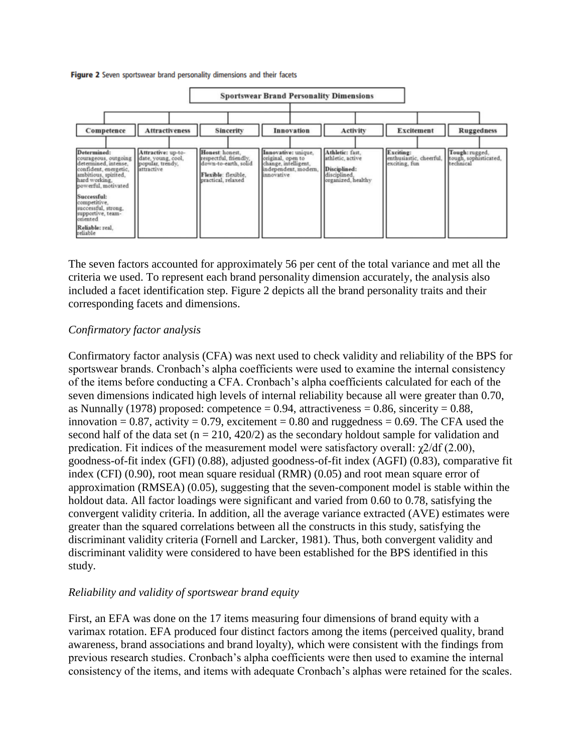**Figure 2** Seven sportswear brand personality dimensions and their facets

| Sportswear Brand Personality Dimensions | | | | | | |
|---|---|---|---|---|---|---|
| Competence | Attractiveness | Sincerity | Innovation | Activity | Excitement | Ruggedness |
| **Determined:** courageous, outgoing determined, intense, confident, energetic, ambitious, spirited, hard working, powerful, motivated **Successful:** competitive, successful, strong, supportive, team-oriented **Reliable:** real, reliable | **Attractive:** up-to-date, young, cool, popular, trendy, attractive | **Honest:** honest, respectful, friendly, down-to-earth, solid **Flexible:** flexible, practical, relaxed | **Innovative:** unique, original, open to change, intelligent, independent, modern, innovative | **Athletic:** fast, athletic, active **Disciplined:** disciplined, organized, healthy | **Exciting:** enthusiastic, cheerful, exciting, fun | **Tough:** rugged, tough, sophisticated, technical |

The seven factors accounted for approximately 56 per cent of the total variance and met all the criteria we used. To represent each brand personality dimension accurately, the analysis also included a facet identification step. Figure 2 depicts all the brand personality traits and their corresponding facets and dimensions.

### *Confirmatory factor analysis*

Confirmatory factor analysis (CFA) was next used to check validity and reliability of the BPS for sportswear brands. Cronbach's alpha coefficients were used to examine the internal consistency of the items before conducting a CFA. Cronbach's alpha coefficients calculated for each of the seven dimensions indicated high levels of internal reliability because all were greater than 0.70, as Nunnally (1978) proposed: competence = 0.94, attractiveness = 0.86, sincerity = 0.88, innovation = 0.87, activity = 0.79, excitement = 0.80 and ruggedness = 0.69. The CFA used the second half of the data set (n = 210, 420/2) as the secondary holdout sample for validation and predication. Fit indices of the measurement model were satisfactory overall: $\chi^2$/df (2.00), goodness-of-fit index (GFI) (0.88), adjusted goodness-of-fit index (AGFI) (0.83), comparative fit index (CFI) (0.90), root mean square residual (RMR) (0.05) and root mean square error of approximation (RMSEA) (0.05), suggesting that the seven-component model is stable within the holdout data. All factor loadings were significant and varied from 0.60 to 0.78, satisfying the convergent validity criteria. In addition, all the average variance extracted (AVE) estimates were greater than the squared correlations between all the constructs in this study, satisfying the discriminant validity criteria (Fornell and Larcker, 1981). Thus, both convergent validity and discriminant validity were considered to have been established for the BPS identified in this study.

### *Reliability and validity of sportswear brand equity*

First, an EFA was done on the 17 items measuring four dimensions of brand equity with a varimax rotation. EFA produced four distinct factors among the items (perceived quality, brand awareness, brand associations and brand loyalty), which were consistent with the findings from previous research studies. Cronbach's alpha coefficients were then used to examine the internal consistency of the items, and items with adequate Cronbach's alphas were retained for the scales.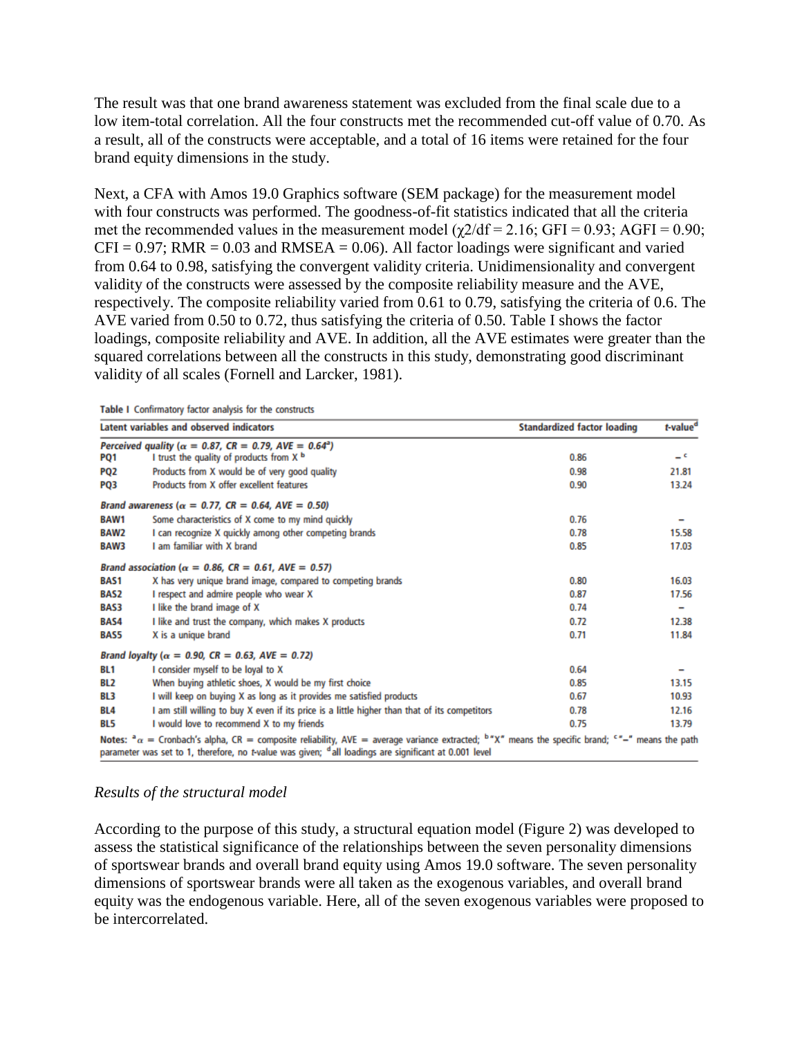The result was that one brand awareness statement was excluded from the final scale due to a low item-total correlation. All the four constructs met the recommended cut-off value of 0.70. As a result, all of the constructs were acceptable, and a total of 16 items were retained for the four brand equity dimensions in the study.

Next, a CFA with Amos 19.0 Graphics software (SEM package) for the measurement model with four constructs was performed. The goodness-of-fit statistics indicated that all the criteria met the recommended values in the measurement model ($\chi^2/df = 2.16$; GFI = 0.93; AGFI = 0.90; CFI = 0.97; RMR = 0.03 and RMSEA = 0.06). All factor loadings were significant and varied from 0.64 to 0.98, satisfying the convergent validity criteria. Unidimensionality and convergent validity of the constructs were assessed by the composite reliability measure and the AVE, respectively. The composite reliability varied from 0.61 to 0.79, satisfying the criteria of 0.6. The AVE varied from 0.50 to 0.72, thus satisfying the criteria of 0.50. Table I shows the factor loadings, composite reliability and AVE. In addition, all the AVE estimates were greater than the squared correlations between all the constructs in this study, demonstrating good discriminant validity of all scales (Fornell and Larcker, 1981).

**Table I** Confirmatory factor analysis for the constructs

| Latent variables and observed indicators | | Standardized factor loading | t-value[d] |
|---|---|---|---|
| *Perceived quality ($\alpha$ = 0.87, CR = 0.79, AVE = 0.64[a])* | | | |
| PQ1 | I trust the quality of products from X [b] | 0.86 | –[c] |
| PQ2 | Products from X would be of very good quality | 0.98 | 21.81 |
| PQ3 | Products from X offer excellent features | 0.90 | 13.24 |
| *Brand awareness ($\alpha$ = 0.77, CR = 0.64, AVE = 0.50)* | | | |
| BAW1 | Some characteristics of X come to my mind quickly | 0.76 | – |
| BAW2 | I can recognize X quickly among other competing brands | 0.78 | 15.58 |
| BAW3 | I am familiar with X brand | 0.85 | 17.03 |
| *Brand association ($\alpha$ = 0.86, CR = 0.61, AVE = 0.57)* | | | |
| BAS1 | X has very unique brand image, compared to competing brands | 0.80 | 16.03 |
| BAS2 | I respect and admire people who wear X | 0.87 | 17.56 |
| BAS3 | I like the brand image of X | 0.74 | – |
| BAS4 | I like and trust the company, which makes X products | 0.72 | 12.38 |
| BAS5 | X is a unique brand | 0.71 | 11.84 |
| *Brand loyalty ($\alpha$ = 0.90, CR = 0.63, AVE = 0.72)* | | | |
| BL1 | I consider myself to be loyal to X | 0.64 | – |
| BL2 | When buying athletic shoes, X would be my first choice | 0.85 | 13.15 |
| BL3 | I will keep on buying X as long as it provides me satisfied products | 0.67 | 10.93 |
| BL4 | I am still willing to buy X even if its price is a little higher than that of its competitors | 0.78 | 12.16 |
| BL5 | I would love to recommend X to my friends | 0.75 | 13.79 |

**Notes:** [a] $\alpha$ = Cronbach's alpha, CR = composite reliability, AVE = average variance extracted; [b] "X" means the specific brand; [c] "–" means the path parameter was set to 1, therefore, no t-value was given; [d] all loadings are significant at 0.001 level

*Results of the structural model*

According to the purpose of this study, a structural equation model (Figure 2) was developed to assess the statistical significance of the relationships between the seven personality dimensions of sportswear brands and overall brand equity using Amos 19.0 software. The seven personality dimensions of sportswear brands were all taken as the exogenous variables, and overall brand equity was the endogenous variable. Here, all of the seven exogenous variables were proposed to be intercorrelated.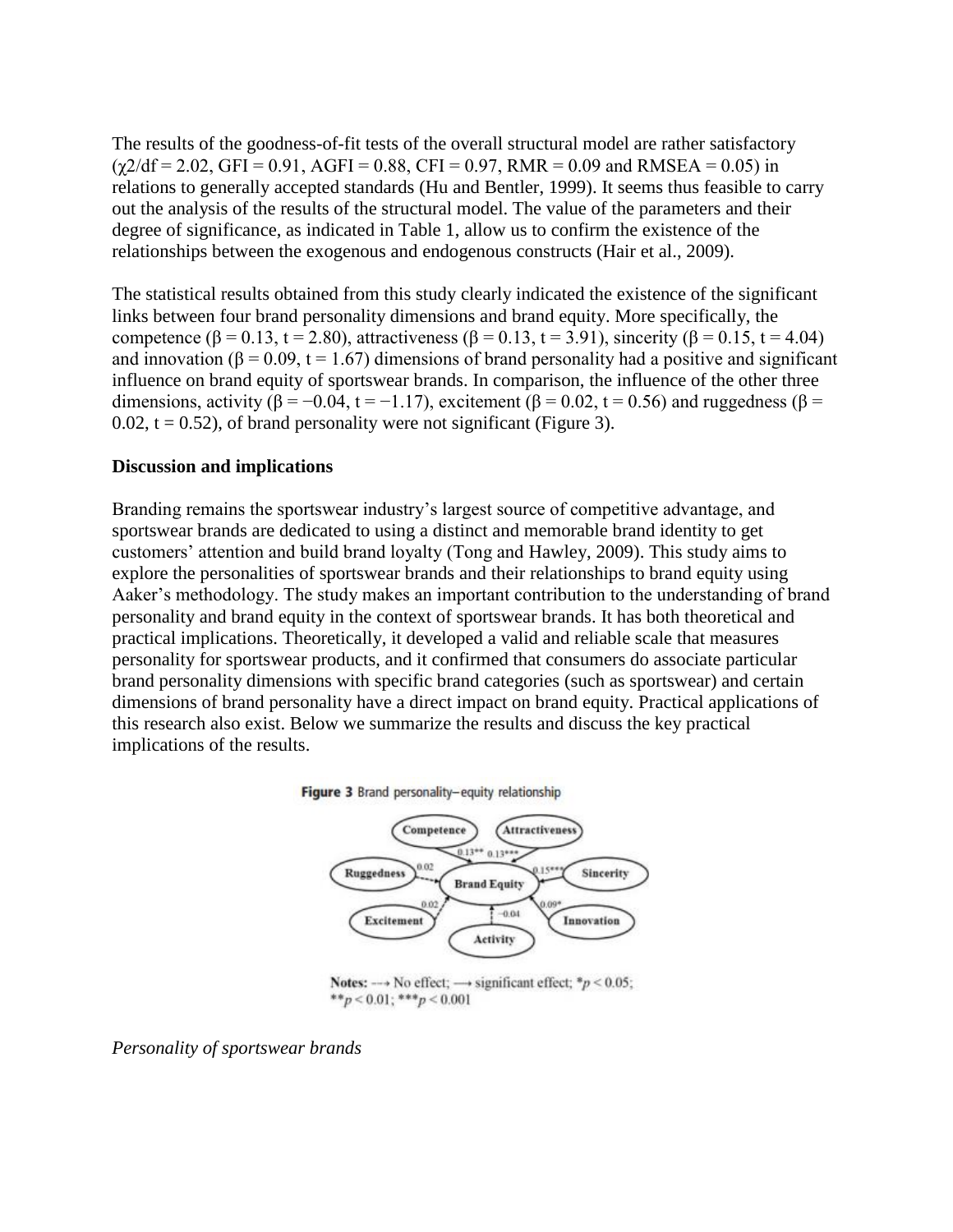The results of the goodness-of-fit tests of the overall structural model are rather satisfactory ($\chi2/df = 2.02$, GFI = 0.91, AGFI = 0.88, CFI = 0.97, RMR = 0.09 and RMSEA = 0.05) in relations to generally accepted standards (Hu and Bentler, 1999). It seems thus feasible to carry out the analysis of the results of the structural model. The value of the parameters and their degree of significance, as indicated in Table 1, allow us to confirm the existence of the relationships between the exogenous and endogenous constructs (Hair et al., 2009).

The statistical results obtained from this study clearly indicated the existence of the significant links between four brand personality dimensions and brand equity. More specifically, the competence ($\beta = 0.13$, $t = 2.80$), attractiveness ($\beta = 0.13$, $t = 3.91$), sincerity ($\beta = 0.15$, $t = 4.04$) and innovation ($\beta = 0.09$, $t = 1.67$) dimensions of brand personality had a positive and significant influence on brand equity of sportswear brands. In comparison, the influence of the other three dimensions, activity ($\beta = -0.04$, $t = -1.17$), excitement ($\beta = 0.02$, $t = 0.56$) and ruggedness ($\beta = 0.02$, $t = 0.52$), of brand personality were not significant (Figure 3).

**Discussion and implications**

Branding remains the sportswear industry's largest source of competitive advantage, and sportswear brands are dedicated to using a distinct and memorable brand identity to get customers' attention and build brand loyalty (Tong and Hawley, 2009). This study aims to explore the personalities of sportswear brands and their relationships to brand equity using Aaker's methodology. The study makes an important contribution to the understanding of brand personality and brand equity in the context of sportswear brands. It has both theoretical and practical implications. Theoretically, it developed a valid and reliable scale that measures personality for sportswear products, and it confirmed that consumers do associate particular brand personality dimensions with specific brand categories (such as sportswear) and certain dimensions of brand personality have a direct impact on brand equity. Practical applications of this research also exist. Below we summarize the results and discuss the key practical implications of the results.

**Figure 3** Brand personality–equity relationship

**Notes:** ---→ No effect; ⟶ significant effect; $^{*}p < 0.05$; $^{**}p < 0.01$; $^{***}p < 0.001$

*Personality of sportswear brands*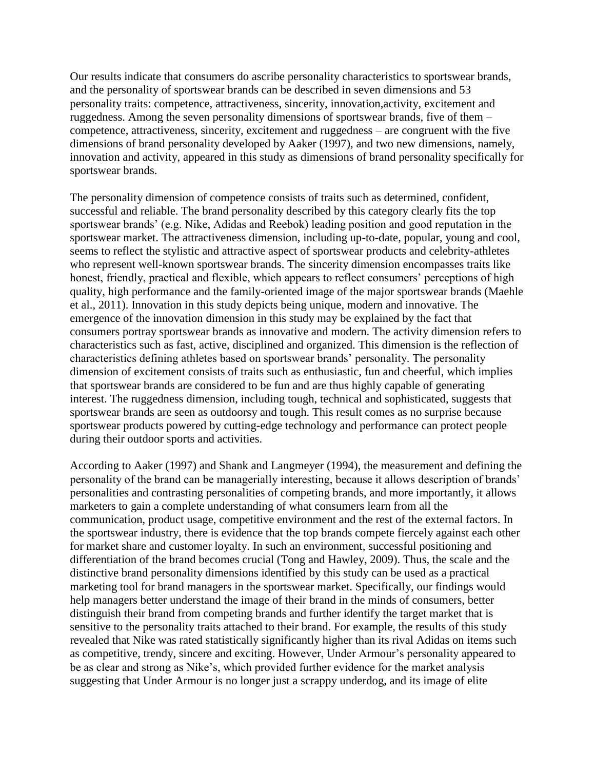Our results indicate that consumers do ascribe personality characteristics to sportswear brands, and the personality of sportswear brands can be described in seven dimensions and 53 personality traits: competence, attractiveness, sincerity, innovation,activity, excitement and ruggedness. Among the seven personality dimensions of sportswear brands, five of them – competence, attractiveness, sincerity, excitement and ruggedness – are congruent with the five dimensions of brand personality developed by Aaker (1997), and two new dimensions, namely, innovation and activity, appeared in this study as dimensions of brand personality specifically for sportswear brands.

The personality dimension of competence consists of traits such as determined, confident, successful and reliable. The brand personality described by this category clearly fits the top sportswear brands' (e.g. Nike, Adidas and Reebok) leading position and good reputation in the sportswear market. The attractiveness dimension, including up-to-date, popular, young and cool, seems to reflect the stylistic and attractive aspect of sportswear products and celebrity-athletes who represent well-known sportswear brands. The sincerity dimension encompasses traits like honest, friendly, practical and flexible, which appears to reflect consumers' perceptions of high quality, high performance and the family-oriented image of the major sportswear brands (Maehle et al., 2011). Innovation in this study depicts being unique, modern and innovative. The emergence of the innovation dimension in this study may be explained by the fact that consumers portray sportswear brands as innovative and modern. The activity dimension refers to characteristics such as fast, active, disciplined and organized. This dimension is the reflection of characteristics defining athletes based on sportswear brands' personality. The personality dimension of excitement consists of traits such as enthusiastic, fun and cheerful, which implies that sportswear brands are considered to be fun and are thus highly capable of generating interest. The ruggedness dimension, including tough, technical and sophisticated, suggests that sportswear brands are seen as outdoorsy and tough. This result comes as no surprise because sportswear products powered by cutting-edge technology and performance can protect people during their outdoor sports and activities.

According to Aaker (1997) and Shank and Langmeyer (1994), the measurement and defining the personality of the brand can be managerially interesting, because it allows description of brands' personalities and contrasting personalities of competing brands, and more importantly, it allows marketers to gain a complete understanding of what consumers learn from all the communication, product usage, competitive environment and the rest of the external factors. In the sportswear industry, there is evidence that the top brands compete fiercely against each other for market share and customer loyalty. In such an environment, successful positioning and differentiation of the brand becomes crucial (Tong and Hawley, 2009). Thus, the scale and the distinctive brand personality dimensions identified by this study can be used as a practical marketing tool for brand managers in the sportswear market. Specifically, our findings would help managers better understand the image of their brand in the minds of consumers, better distinguish their brand from competing brands and further identify the target market that is sensitive to the personality traits attached to their brand. For example, the results of this study revealed that Nike was rated statistically significantly higher than its rival Adidas on items such as competitive, trendy, sincere and exciting. However, Under Armour's personality appeared to be as clear and strong as Nike's, which provided further evidence for the market analysis suggesting that Under Armour is no longer just a scrappy underdog, and its image of elite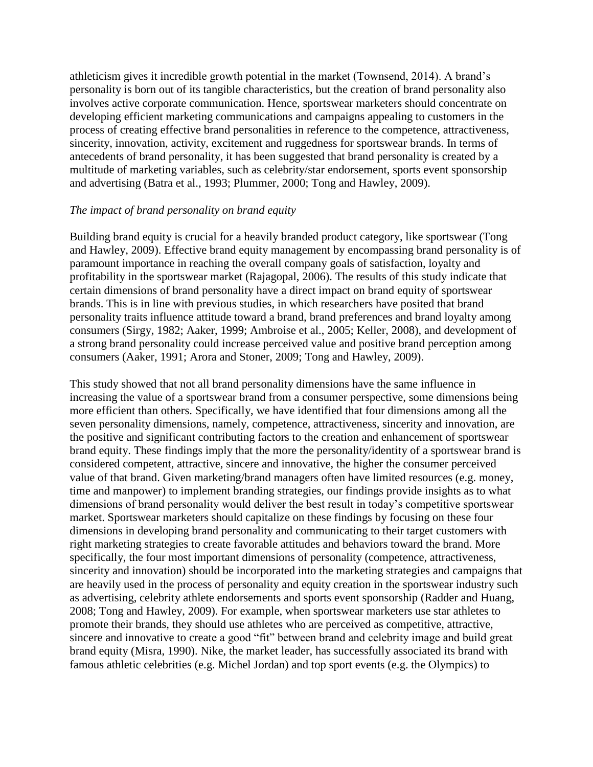athleticism gives it incredible growth potential in the market (Townsend, 2014). A brand's personality is born out of its tangible characteristics, but the creation of brand personality also involves active corporate communication. Hence, sportswear marketers should concentrate on developing efficient marketing communications and campaigns appealing to customers in the process of creating effective brand personalities in reference to the competence, attractiveness, sincerity, innovation, activity, excitement and ruggedness for sportswear brands. In terms of antecedents of brand personality, it has been suggested that brand personality is created by a multitude of marketing variables, such as celebrity/star endorsement, sports event sponsorship and advertising (Batra et al., 1993; Plummer, 2000; Tong and Hawley, 2009).

*The impact of brand personality on brand equity*

Building brand equity is crucial for a heavily branded product category, like sportswear (Tong and Hawley, 2009). Effective brand equity management by encompassing brand personality is of paramount importance in reaching the overall company goals of satisfaction, loyalty and profitability in the sportswear market (Rajagopal, 2006). The results of this study indicate that certain dimensions of brand personality have a direct impact on brand equity of sportswear brands. This is in line with previous studies, in which researchers have posited that brand personality traits influence attitude toward a brand, brand preferences and brand loyalty among consumers (Sirgy, 1982; Aaker, 1999; Ambroise et al., 2005; Keller, 2008), and development of a strong brand personality could increase perceived value and positive brand perception among consumers (Aaker, 1991; Arora and Stoner, 2009; Tong and Hawley, 2009).

This study showed that not all brand personality dimensions have the same influence in increasing the value of a sportswear brand from a consumer perspective, some dimensions being more efficient than others. Specifically, we have identified that four dimensions among all the seven personality dimensions, namely, competence, attractiveness, sincerity and innovation, are the positive and significant contributing factors to the creation and enhancement of sportswear brand equity. These findings imply that the more the personality/identity of a sportswear brand is considered competent, attractive, sincere and innovative, the higher the consumer perceived value of that brand. Given marketing/brand managers often have limited resources (e.g. money, time and manpower) to implement branding strategies, our findings provide insights as to what dimensions of brand personality would deliver the best result in today's competitive sportswear market. Sportswear marketers should capitalize on these findings by focusing on these four dimensions in developing brand personality and communicating to their target customers with right marketing strategies to create favorable attitudes and behaviors toward the brand. More specifically, the four most important dimensions of personality (competence, attractiveness, sincerity and innovation) should be incorporated into the marketing strategies and campaigns that are heavily used in the process of personality and equity creation in the sportswear industry such as advertising, celebrity athlete endorsements and sports event sponsorship (Radder and Huang, 2008; Tong and Hawley, 2009). For example, when sportswear marketers use star athletes to promote their brands, they should use athletes who are perceived as competitive, attractive, sincere and innovative to create a good "fit" between brand and celebrity image and build great brand equity (Misra, 1990). Nike, the market leader, has successfully associated its brand with famous athletic celebrities (e.g. Michel Jordan) and top sport events (e.g. the Olympics) to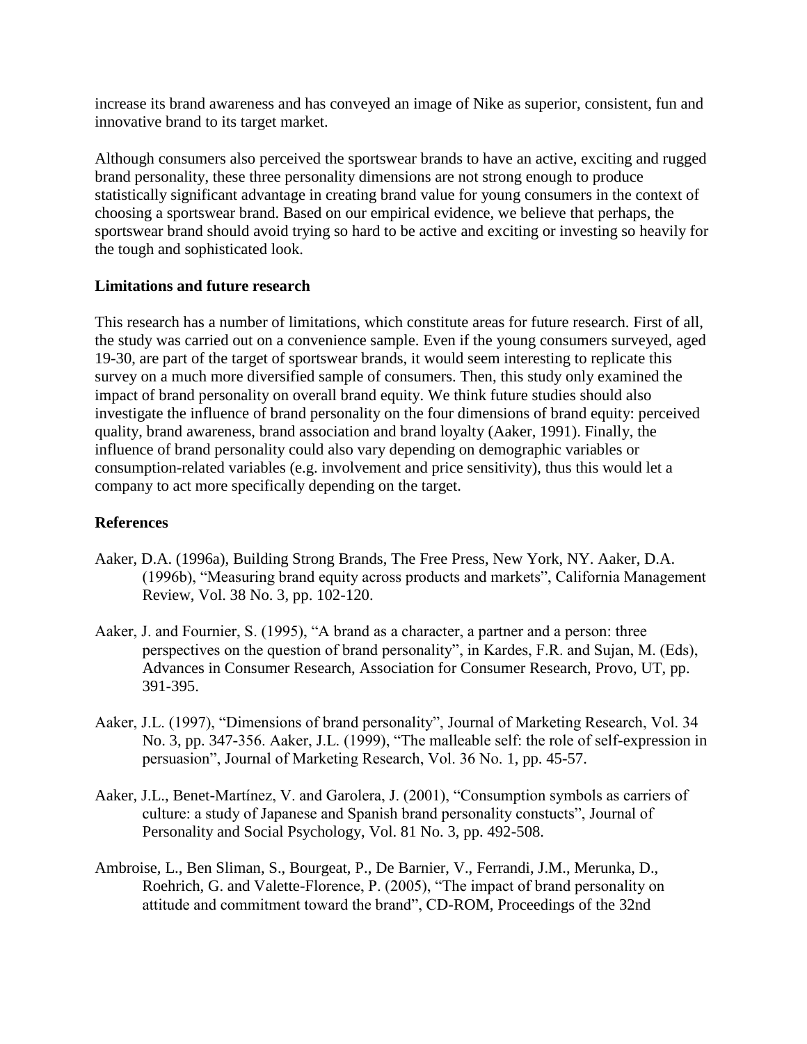increase its brand awareness and has conveyed an image of Nike as superior, consistent, fun and innovative brand to its target market.

Although consumers also perceived the sportswear brands to have an active, exciting and rugged brand personality, these three personality dimensions are not strong enough to produce statistically significant advantage in creating brand value for young consumers in the context of choosing a sportswear brand. Based on our empirical evidence, we believe that perhaps, the sportswear brand should avoid trying so hard to be active and exciting or investing so heavily for the tough and sophisticated look.

**Limitations and future research**

This research has a number of limitations, which constitute areas for future research. First of all, the study was carried out on a convenience sample. Even if the young consumers surveyed, aged 19-30, are part of the target of sportswear brands, it would seem interesting to replicate this survey on a much more diversified sample of consumers. Then, this study only examined the impact of brand personality on overall brand equity. We think future studies should also investigate the influence of brand personality on the four dimensions of brand equity: perceived quality, brand awareness, brand association and brand loyalty (Aaker, 1991). Finally, the influence of brand personality could also vary depending on demographic variables or consumption-related variables (e.g. involvement and price sensitivity), thus this would let a company to act more specifically depending on the target.

**References**

Aaker, D.A. (1996a), Building Strong Brands, The Free Press, New York, NY. Aaker, D.A. (1996b), "Measuring brand equity across products and markets", California Management Review, Vol. 38 No. 3, pp. 102-120.

Aaker, J. and Fournier, S. (1995), "A brand as a character, a partner and a person: three perspectives on the question of brand personality", in Kardes, F.R. and Sujan, M. (Eds), Advances in Consumer Research, Association for Consumer Research, Provo, UT, pp. 391-395.

Aaker, J.L. (1997), "Dimensions of brand personality", Journal of Marketing Research, Vol. 34 No. 3, pp. 347-356. Aaker, J.L. (1999), "The malleable self: the role of self-expression in persuasion", Journal of Marketing Research, Vol. 36 No. 1, pp. 45-57.

Aaker, J.L., Benet-Martínez, V. and Garolera, J. (2001), "Consumption symbols as carriers of culture: a study of Japanese and Spanish brand personality constucts", Journal of Personality and Social Psychology, Vol. 81 No. 3, pp. 492-508.

Ambroise, L., Ben Sliman, S., Bourgeat, P., De Barnier, V., Ferrandi, J.M., Merunka, D., Roehrich, G. and Valette-Florence, P. (2005), "The impact of brand personality on attitude and commitment toward the brand", CD-ROM, Proceedings of the 32nd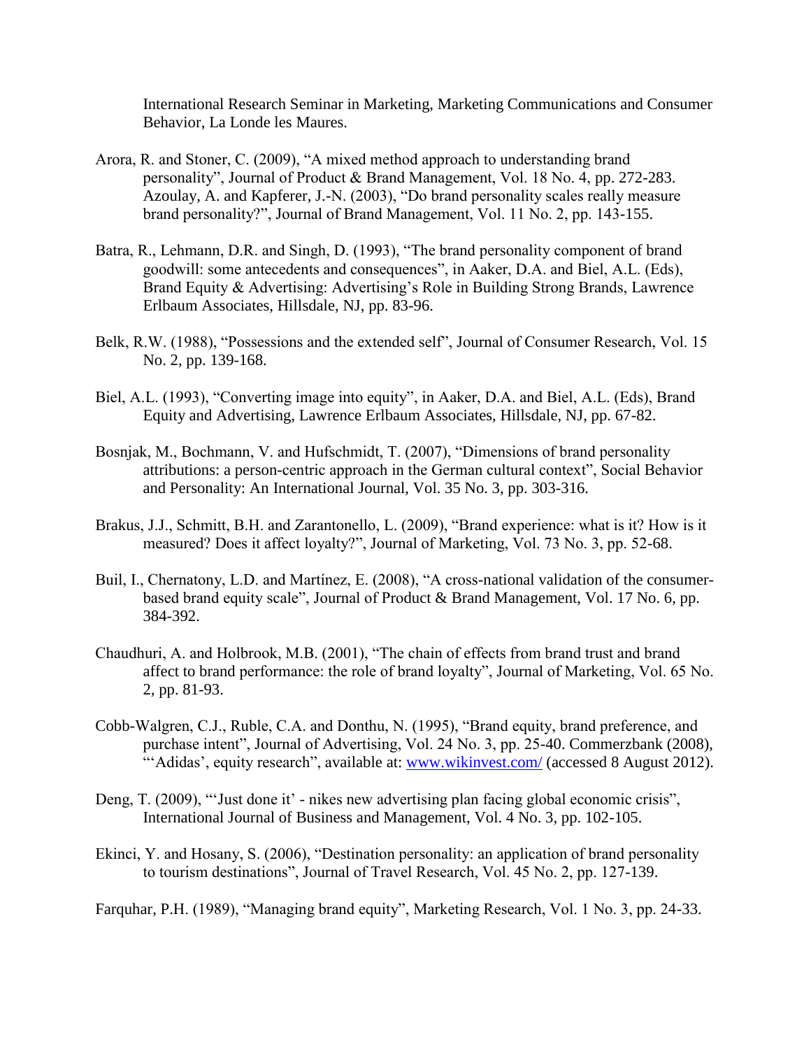International Research Seminar in Marketing, Marketing Communications and Consumer Behavior, La Londe les Maures.

Arora, R. and Stoner, C. (2009), "A mixed method approach to understanding brand personality", Journal of Product & Brand Management, Vol. 18 No. 4, pp. 272-283. Azoulay, A. and Kapferer, J.-N. (2003), "Do brand personality scales really measure brand personality?", Journal of Brand Management, Vol. 11 No. 2, pp. 143-155.

Batra, R., Lehmann, D.R. and Singh, D. (1993), "The brand personality component of brand goodwill: some antecedents and consequences", in Aaker, D.A. and Biel, A.L. (Eds), Brand Equity & Advertising: Advertising's Role in Building Strong Brands, Lawrence Erlbaum Associates, Hillsdale, NJ, pp. 83-96.

Belk, R.W. (1988), "Possessions and the extended self", Journal of Consumer Research, Vol. 15 No. 2, pp. 139-168.

Biel, A.L. (1993), "Converting image into equity", in Aaker, D.A. and Biel, A.L. (Eds), Brand Equity and Advertising, Lawrence Erlbaum Associates, Hillsdale, NJ, pp. 67-82.

Bosnjak, M., Bochmann, V. and Hufschmidt, T. (2007), "Dimensions of brand personality attributions: a person-centric approach in the German cultural context", Social Behavior and Personality: An International Journal, Vol. 35 No. 3, pp. 303-316.

Brakus, J.J., Schmitt, B.H. and Zarantonello, L. (2009), "Brand experience: what is it? How is it measured? Does it affect loyalty?", Journal of Marketing, Vol. 73 No. 3, pp. 52-68.

Buil, I., Chernatony, L.D. and Martínez, E. (2008), "A cross-national validation of the consumer-based brand equity scale", Journal of Product & Brand Management, Vol. 17 No. 6, pp. 384-392.

Chaudhuri, A. and Holbrook, M.B. (2001), "The chain of effects from brand trust and brand affect to brand performance: the role of brand loyalty", Journal of Marketing, Vol. 65 No. 2, pp. 81-93.

Cobb-Walgren, C.J., Ruble, C.A. and Donthu, N. (1995), "Brand equity, brand preference, and purchase intent", Journal of Advertising, Vol. 24 No. 3, pp. 25-40. Commerzbank (2008), "'Adidas', equity research", available at: www.wikinvest.com/ (accessed 8 August 2012).

Deng, T. (2009), "'Just done it' - nikes new advertising plan facing global economic crisis", International Journal of Business and Management, Vol. 4 No. 3, pp. 102-105.

Ekinci, Y. and Hosany, S. (2006), "Destination personality: an application of brand personality to tourism destinations", Journal of Travel Research, Vol. 45 No. 2, pp. 127-139.

Farquhar, P.H. (1989), "Managing brand equity", Marketing Research, Vol. 1 No. 3, pp. 24-33.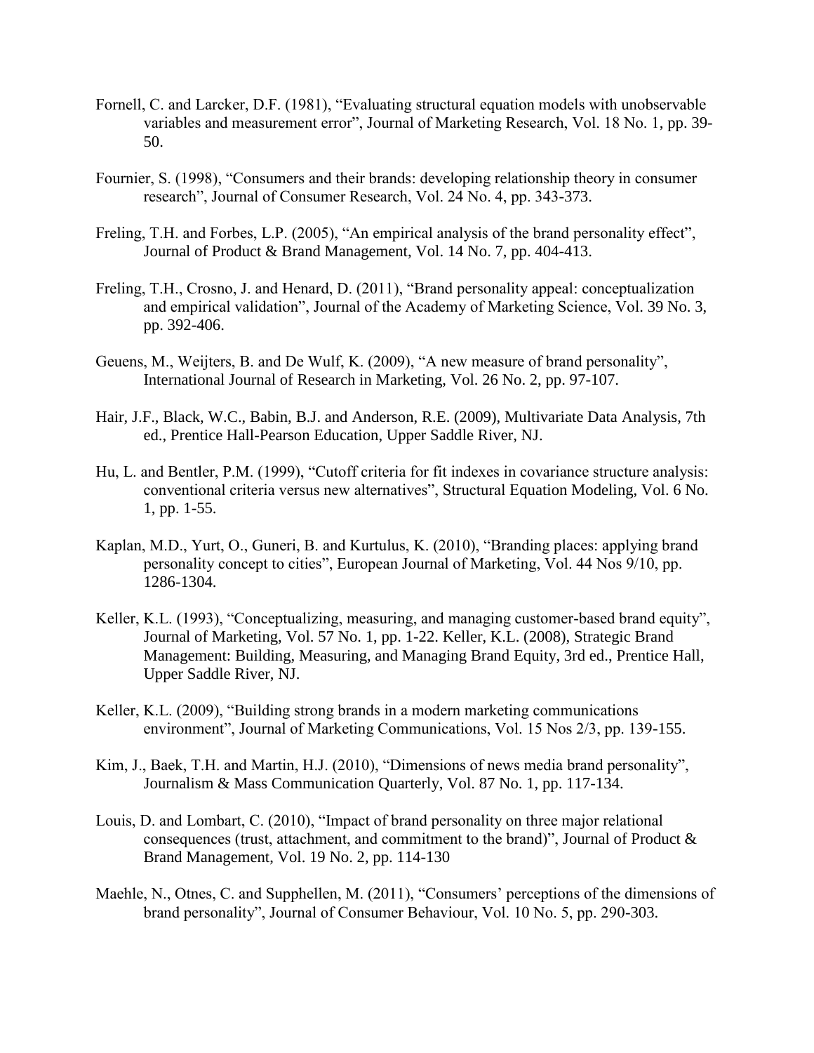Fornell, C. and Larcker, D.F. (1981), "Evaluating structural equation models with unobservable variables and measurement error", Journal of Marketing Research, Vol. 18 No. 1, pp. 39-50.

Fournier, S. (1998), "Consumers and their brands: developing relationship theory in consumer research", Journal of Consumer Research, Vol. 24 No. 4, pp. 343-373.

Freling, T.H. and Forbes, L.P. (2005), "An empirical analysis of the brand personality effect", Journal of Product & Brand Management, Vol. 14 No. 7, pp. 404-413.

Freling, T.H., Crosno, J. and Henard, D. (2011), "Brand personality appeal: conceptualization and empirical validation", Journal of the Academy of Marketing Science, Vol. 39 No. 3, pp. 392-406.

Geuens, M., Weijters, B. and De Wulf, K. (2009), "A new measure of brand personality", International Journal of Research in Marketing, Vol. 26 No. 2, pp. 97-107.

Hair, J.F., Black, W.C., Babin, B.J. and Anderson, R.E. (2009), Multivariate Data Analysis, 7th ed., Prentice Hall-Pearson Education, Upper Saddle River, NJ.

Hu, L. and Bentler, P.M. (1999), "Cutoff criteria for fit indexes in covariance structure analysis: conventional criteria versus new alternatives", Structural Equation Modeling, Vol. 6 No. 1, pp. 1-55.

Kaplan, M.D., Yurt, O., Guneri, B. and Kurtulus, K. (2010), "Branding places: applying brand personality concept to cities", European Journal of Marketing, Vol. 44 Nos 9/10, pp. 1286-1304.

Keller, K.L. (1993), "Conceptualizing, measuring, and managing customer-based brand equity", Journal of Marketing, Vol. 57 No. 1, pp. 1-22. Keller, K.L. (2008), Strategic Brand Management: Building, Measuring, and Managing Brand Equity, 3rd ed., Prentice Hall, Upper Saddle River, NJ.

Keller, K.L. (2009), "Building strong brands in a modern marketing communications environment", Journal of Marketing Communications, Vol. 15 Nos 2/3, pp. 139-155.

Kim, J., Baek, T.H. and Martin, H.J. (2010), "Dimensions of news media brand personality", Journalism & Mass Communication Quarterly, Vol. 87 No. 1, pp. 117-134.

Louis, D. and Lombart, C. (2010), "Impact of brand personality on three major relational consequences (trust, attachment, and commitment to the brand)", Journal of Product & Brand Management, Vol. 19 No. 2, pp. 114-130

Maehle, N., Otnes, C. and Supphellen, M. (2011), "Consumers' perceptions of the dimensions of brand personality", Journal of Consumer Behaviour, Vol. 10 No. 5, pp. 290-303.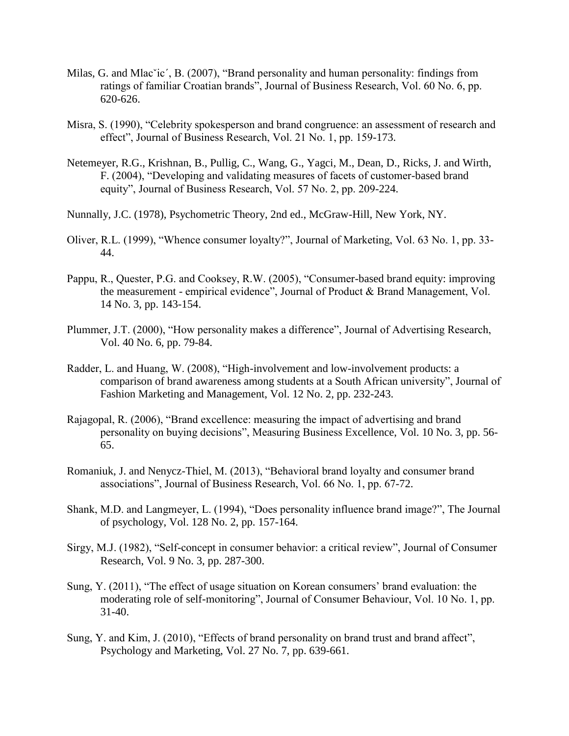Milas, G. and Mlacˇic´, B. (2007), "Brand personality and human personality: findings from ratings of familiar Croatian brands", Journal of Business Research, Vol. 60 No. 6, pp. 620-626.

Misra, S. (1990), "Celebrity spokesperson and brand congruence: an assessment of research and effect", Journal of Business Research, Vol. 21 No. 1, pp. 159-173.

Netemeyer, R.G., Krishnan, B., Pullig, C., Wang, G., Yagci, M., Dean, D., Ricks, J. and Wirth, F. (2004), "Developing and validating measures of facets of customer-based brand equity", Journal of Business Research, Vol. 57 No. 2, pp. 209-224.

Nunnally, J.C. (1978), Psychometric Theory, 2nd ed., McGraw-Hill, New York, NY.

Oliver, R.L. (1999), "Whence consumer loyalty?", Journal of Marketing, Vol. 63 No. 1, pp. 33-44.

Pappu, R., Quester, P.G. and Cooksey, R.W. (2005), "Consumer-based brand equity: improving the measurement - empirical evidence", Journal of Product & Brand Management, Vol. 14 No. 3, pp. 143-154.

Plummer, J.T. (2000), "How personality makes a difference", Journal of Advertising Research, Vol. 40 No. 6, pp. 79-84.

Radder, L. and Huang, W. (2008), "High-involvement and low-involvement products: a comparison of brand awareness among students at a South African university", Journal of Fashion Marketing and Management, Vol. 12 No. 2, pp. 232-243.

Rajagopal, R. (2006), "Brand excellence: measuring the impact of advertising and brand personality on buying decisions", Measuring Business Excellence, Vol. 10 No. 3, pp. 56-65.

Romaniuk, J. and Nenycz-Thiel, M. (2013), "Behavioral brand loyalty and consumer brand associations", Journal of Business Research, Vol. 66 No. 1, pp. 67-72.

Shank, M.D. and Langmeyer, L. (1994), "Does personality influence brand image?", The Journal of psychology, Vol. 128 No. 2, pp. 157-164.

Sirgy, M.J. (1982), "Self-concept in consumer behavior: a critical review", Journal of Consumer Research, Vol. 9 No. 3, pp. 287-300.

Sung, Y. (2011), "The effect of usage situation on Korean consumers' brand evaluation: the moderating role of self-monitoring", Journal of Consumer Behaviour, Vol. 10 No. 1, pp. 31-40.

Sung, Y. and Kim, J. (2010), "Effects of brand personality on brand trust and brand affect", Psychology and Marketing, Vol. 27 No. 7, pp. 639-661.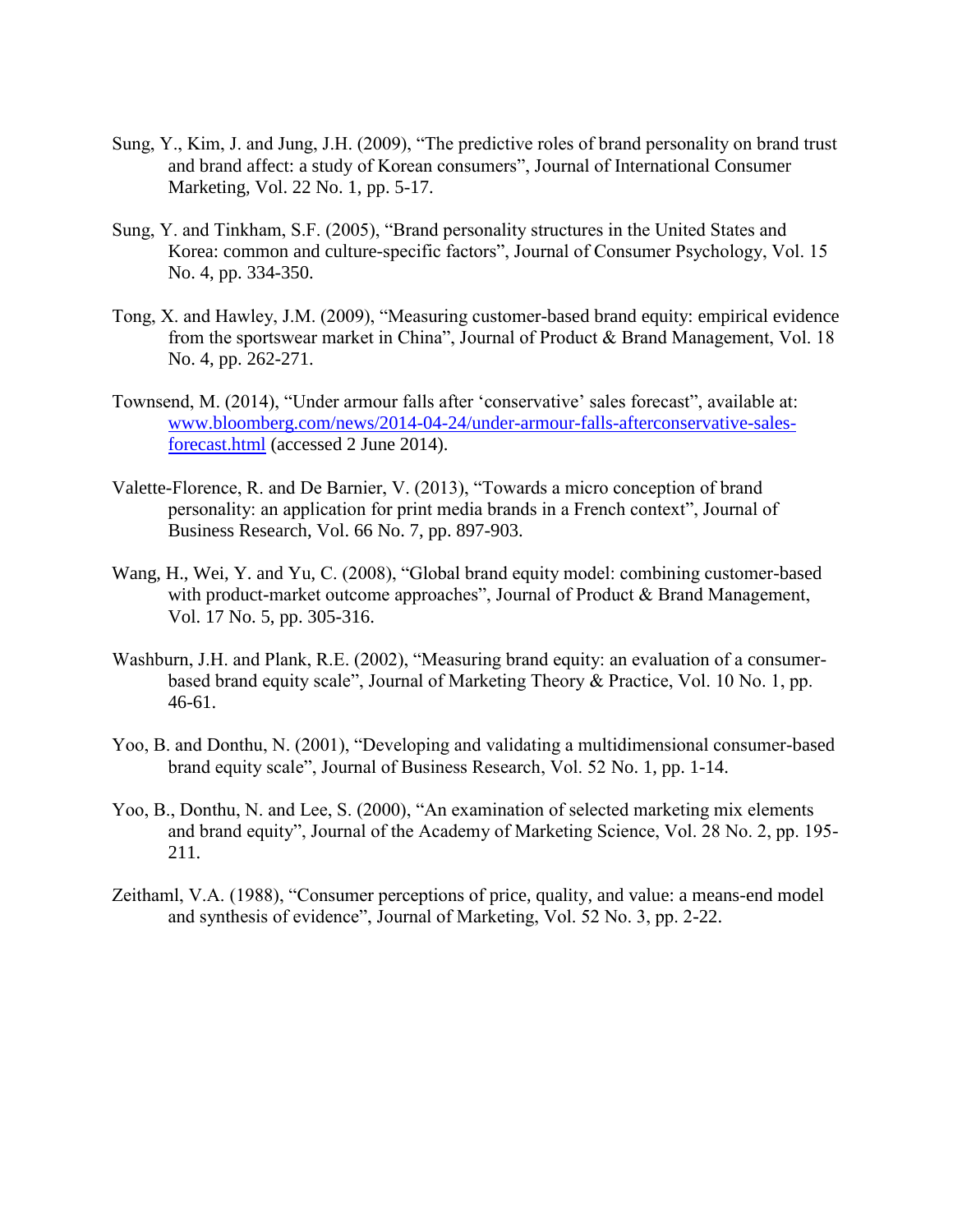Sung, Y., Kim, J. and Jung, J.H. (2009), "The predictive roles of brand personality on brand trust and brand affect: a study of Korean consumers", Journal of International Consumer Marketing, Vol. 22 No. 1, pp. 5-17.

Sung, Y. and Tinkham, S.F. (2005), "Brand personality structures in the United States and Korea: common and culture-specific factors", Journal of Consumer Psychology, Vol. 15 No. 4, pp. 334-350.

Tong, X. and Hawley, J.M. (2009), "Measuring customer-based brand equity: empirical evidence from the sportswear market in China", Journal of Product & Brand Management, Vol. 18 No. 4, pp. 262-271.

Townsend, M. (2014), "Under armour falls after 'conservative' sales forecast", available at: [www.bloomberg.com/news/2014-04-24/under-armour-falls-afterconservative-sales-forecast.html](www.bloomberg.com/news/2014-04-24/under-armour-falls-afterconservative-sales-forecast.html) (accessed 2 June 2014).

Valette-Florence, R. and De Barnier, V. (2013), "Towards a micro conception of brand personality: an application for print media brands in a French context", Journal of Business Research, Vol. 66 No. 7, pp. 897-903.

Wang, H., Wei, Y. and Yu, C. (2008), "Global brand equity model: combining customer-based with product-market outcome approaches", Journal of Product & Brand Management, Vol. 17 No. 5, pp. 305-316.

Washburn, J.H. and Plank, R.E. (2002), "Measuring brand equity: an evaluation of a consumer-based brand equity scale", Journal of Marketing Theory & Practice, Vol. 10 No. 1, pp. 46-61.

Yoo, B. and Donthu, N. (2001), "Developing and validating a multidimensional consumer-based brand equity scale", Journal of Business Research, Vol. 52 No. 1, pp. 1-14.

Yoo, B., Donthu, N. and Lee, S. (2000), "An examination of selected marketing mix elements and brand equity", Journal of the Academy of Marketing Science, Vol. 28 No. 2, pp. 195-211.

Zeithaml, V.A. (1988), "Consumer perceptions of price, quality, and value: a means-end model and synthesis of evidence", Journal of Marketing, Vol. 52 No. 3, pp. 2-22.